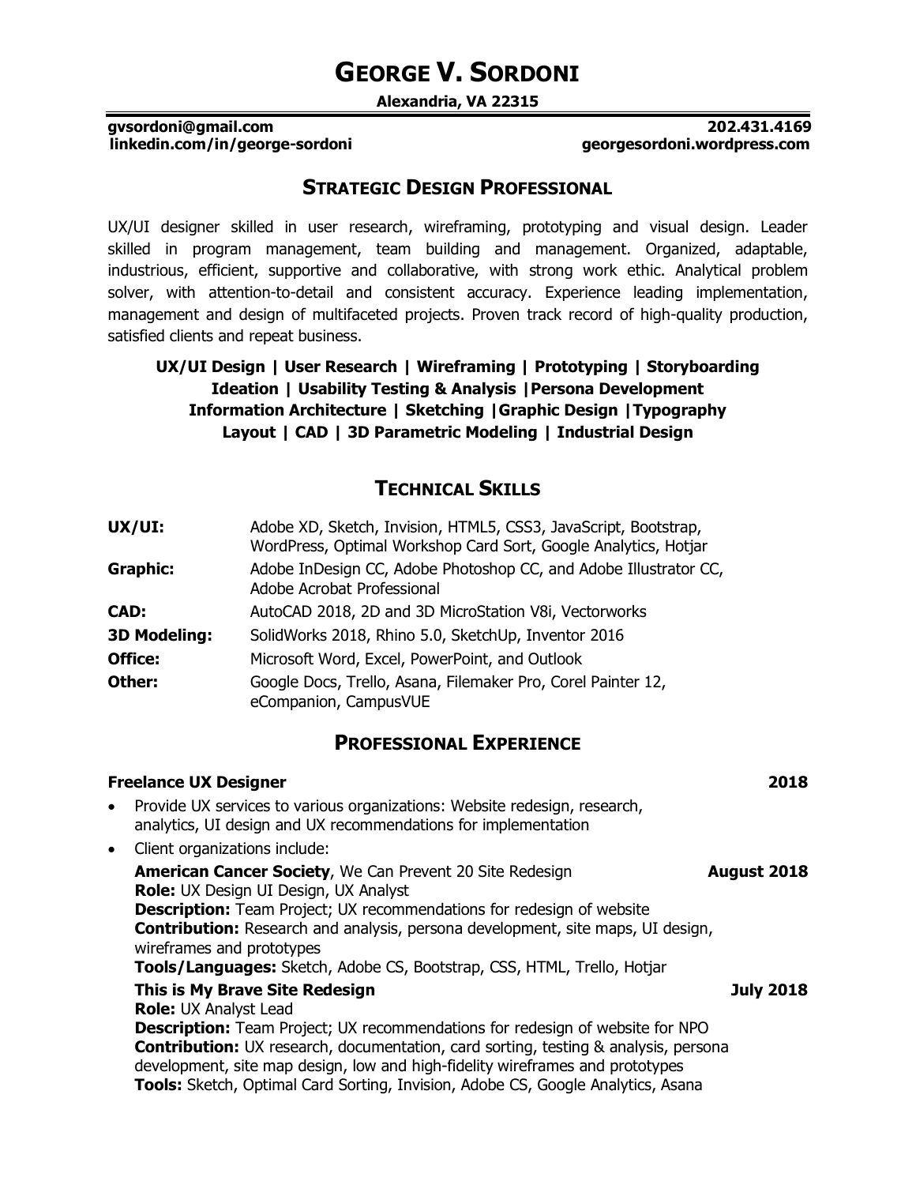# GEORGE V. SORDONI

**Alexandria, VA 22315**

**gvsordoni@gmail.com** **202.431.4169**
**linkedin.com/in/george-sordoni** **georgesordoni.wordpress.com**

## STRATEGIC DESIGN PROFESSIONAL

UX/UI designer skilled in user research, wireframing, prototyping and visual design. Leader skilled in program management, team building and management. Organized, adaptable, industrious, efficient, supportive and collaborative, with strong work ethic. Analytical problem solver, with attention-to-detail and consistent accuracy. Experience leading implementation, management and design of multifaceted projects. Proven track record of high-quality production, satisfied clients and repeat business.

**UX/UI Design | User Research | Wireframing | Prototyping | Storyboarding**
**Ideation | Usability Testing & Analysis |Persona Development**
**Information Architecture | Sketching |Graphic Design |Typography**
**Layout | CAD | 3D Parametric Modeling | Industrial Design**

## TECHNICAL SKILLS

| | |
|---|---|
| **UX/UI:** | Adobe XD, Sketch, Invision, HTML5, CSS3, JavaScript, Bootstrap, WordPress, Optimal Workshop Card Sort, Google Analytics, Hotjar |
| **Graphic:** | Adobe InDesign CC, Adobe Photoshop CC, and Adobe Illustrator CC, Adobe Acrobat Professional |
| **CAD:** | AutoCAD 2018, 2D and 3D MicroStation V8i, Vectorworks |
| **3D Modeling:** | SolidWorks 2018, Rhino 5.0, SketchUp, Inventor 2016 |
| **Office:** | Microsoft Word, Excel, PowerPoint, and Outlook |
| **Other:** | Google Docs, Trello, Asana, Filemaker Pro, Corel Painter 12, eCompanion, CampusVUE |

## PROFESSIONAL EXPERIENCE

**Freelance UX Designer** **2018**

- Provide UX services to various organizations: Website redesign, research, analytics, UI design and UX recommendations for implementation
- Client organizations include:

  **American Cancer Society**, We Can Prevent 20 Site Redesign **August 2018**
  **Role:** UX Design UI Design, UX Analyst
  **Description:** Team Project; UX recommendations for redesign of website
  **Contribution:** Research and analysis, persona development, site maps, UI design, wireframes and prototypes
  **Tools/Languages:** Sketch, Adobe CS, Bootstrap, CSS, HTML, Trello, Hotjar

  **This is My Brave Site Redesign** **July 2018**
  **Role:** UX Analyst Lead
  **Description:** Team Project; UX recommendations for redesign of website for NPO
  **Contribution:** UX research, documentation, card sorting, testing & analysis, persona development, site map design, low and high-fidelity wireframes and prototypes
  **Tools:** Sketch, Optimal Card Sorting, Invision, Adobe CS, Google Analytics, Asana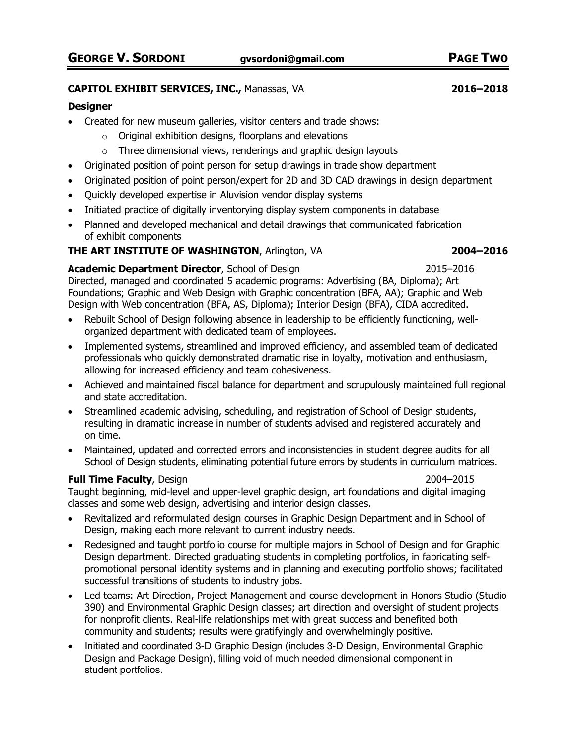**CAPITOL EXHIBIT SERVICES, INC.,** Manassas, VA **2016–2018**

**Designer**

- Created for new museum galleries, visitor centers and trade shows:
  - Original exhibition designs, floorplans and elevations
  - Three dimensional views, renderings and graphic design layouts
- Originated position of point person for setup drawings in trade show department
- Originated position of point person/expert for 2D and 3D CAD drawings in design department
- Quickly developed expertise in Aluvision vendor display systems
- Initiated practice of digitally inventorying display system components in database
- Planned and developed mechanical and detail drawings that communicated fabrication of exhibit components

**THE ART INSTITUTE OF WASHINGTON**, Arlington, VA **2004–2016**

**Academic Department Director**, School of Design 2015–2016

Directed, managed and coordinated 5 academic programs: Advertising (BA, Diploma); Art Foundations; Graphic and Web Design with Graphic concentration (BFA, AA); Graphic and Web Design with Web concentration (BFA, AS, Diploma); Interior Design (BFA), CIDA accredited.

- Rebuilt School of Design following absence in leadership to be efficiently functioning, well-organized department with dedicated team of employees.
- Implemented systems, streamlined and improved efficiency, and assembled team of dedicated professionals who quickly demonstrated dramatic rise in loyalty, motivation and enthusiasm, allowing for increased efficiency and team cohesiveness.
- Achieved and maintained fiscal balance for department and scrupulously maintained full regional and state accreditation.
- Streamlined academic advising, scheduling, and registration of School of Design students, resulting in dramatic increase in number of students advised and registered accurately and on time.
- Maintained, updated and corrected errors and inconsistencies in student degree audits for all School of Design students, eliminating potential future errors by students in curriculum matrices.

**Full Time Faculty**, Design 2004–2015

Taught beginning, mid-level and upper-level graphic design, art foundations and digital imaging classes and some web design, advertising and interior design classes.

- Revitalized and reformulated design courses in Graphic Design Department and in School of Design, making each more relevant to current industry needs.
- Redesigned and taught portfolio course for multiple majors in School of Design and for Graphic Design department. Directed graduating students in completing portfolios, in fabricating self-promotional personal identity systems and in planning and executing portfolio shows; facilitated successful transitions of students to industry jobs.
- Led teams: Art Direction, Project Management and course development in Honors Studio (Studio 390) and Environmental Graphic Design classes; art direction and oversight of student projects for nonprofit clients. Real-life relationships met with great success and benefited both community and students; results were gratifyingly and overwhelmingly positive.
- Initiated and coordinated 3-D Graphic Design (includes 3-D Design, Environmental Graphic Design and Package Design), filling void of much needed dimensional component in student portfolios.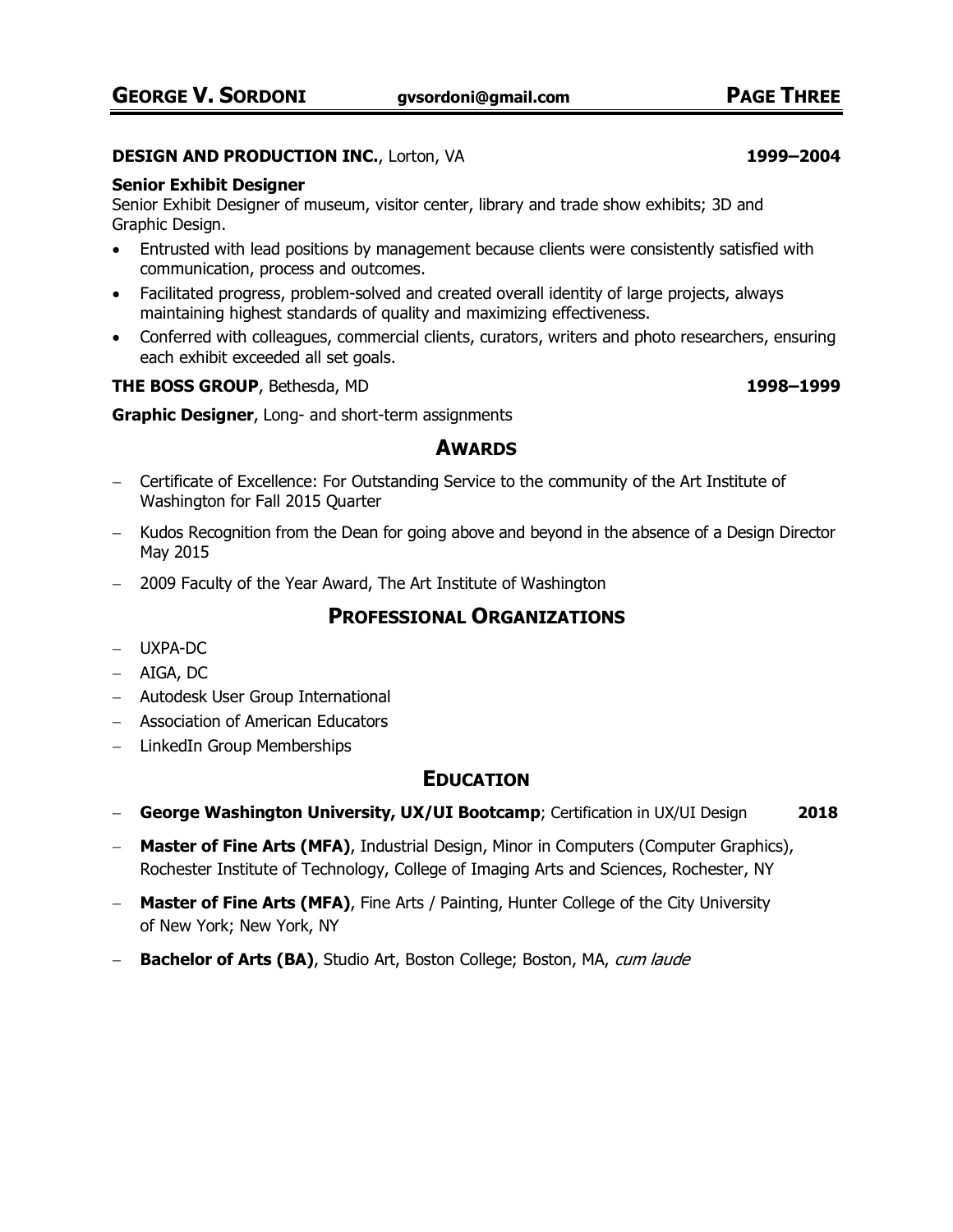**DESIGN AND PRODUCTION INC.**, Lorton, VA **1999–2004**

**Senior Exhibit Designer**
Senior Exhibit Designer of museum, visitor center, library and trade show exhibits; 3D and Graphic Design.

- Entrusted with lead positions by management because clients were consistently satisfied with communication, process and outcomes.
- Facilitated progress, problem-solved and created overall identity of large projects, always maintaining highest standards of quality and maximizing effectiveness.
- Conferred with colleagues, commercial clients, curators, writers and photo researchers, ensuring each exhibit exceeded all set goals.

**THE BOSS GROUP**, Bethesda, MD **1998–1999**

**Graphic Designer**, Long- and short-term assignments

## AWARDS

- Certificate of Excellence: For Outstanding Service to the community of the Art Institute of Washington for Fall 2015 Quarter
- Kudos Recognition from the Dean for going above and beyond in the absence of a Design Director May 2015
- 2009 Faculty of the Year Award, The Art Institute of Washington

## PROFESSIONAL ORGANIZATIONS

- UXPA-DC
- AIGA, DC
- Autodesk User Group International
- Association of American Educators
- LinkedIn Group Memberships

## EDUCATION

- **George Washington University, UX/UI Bootcamp**; Certification in UX/UI Design **2018**
- **Master of Fine Arts (MFA)**, Industrial Design, Minor in Computers (Computer Graphics), Rochester Institute of Technology, College of Imaging Arts and Sciences, Rochester, NY
- **Master of Fine Arts (MFA)**, Fine Arts / Painting, Hunter College of the City University of New York; New York, NY
- **Bachelor of Arts (BA)**, Studio Art, Boston College; Boston, MA, *cum laude*